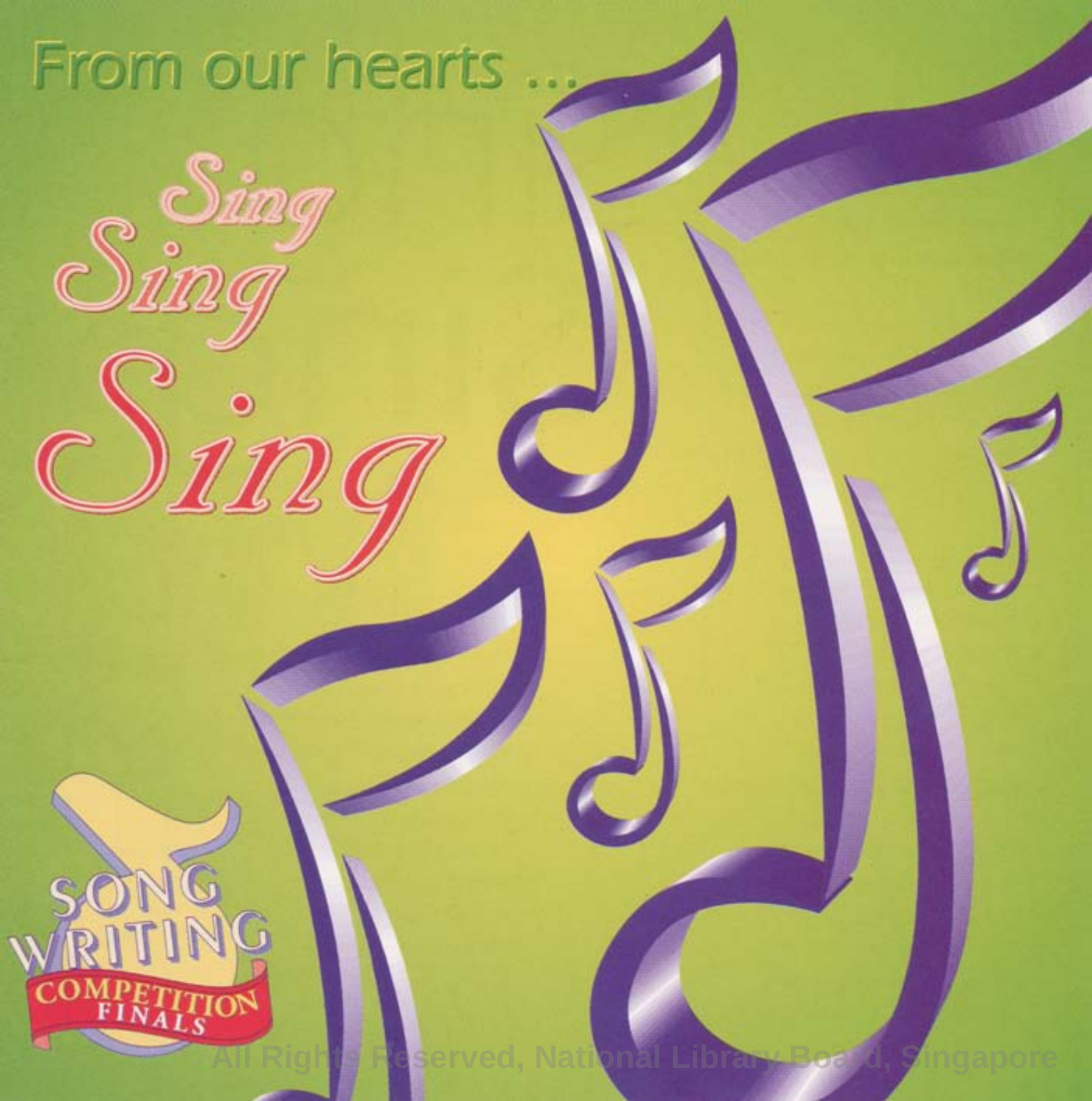From our hearts ...

# Sing Sing Sing

SONG WRITING COMPETITION FINALS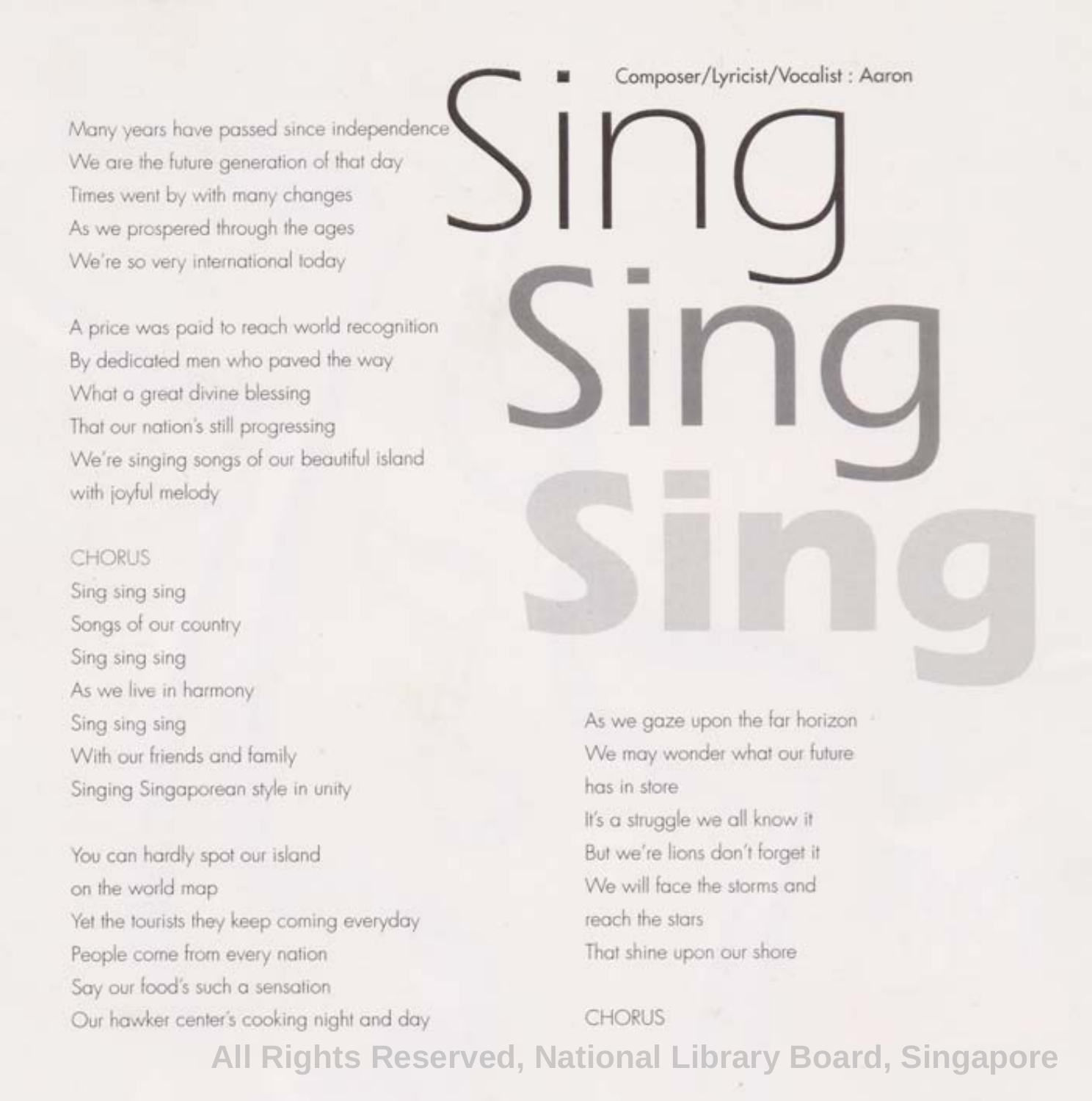# Sing Sing Sing

Composer/Lyricist/Vocalist : Aaron

Many years have passed since independence
We are the future generation of that day
Times went by with many changes
As we prospered through the ages
We're so very international today

A price was paid to reach world recognition
By dedicated men who paved the way
What a great divine blessing
That our nation's still progressing
We're singing songs of our beautiful island
with joyful melody

CHORUS
Sing sing sing
Songs of our country
Sing sing sing
As we live in harmony
Sing sing sing
With our friends and family
Singing Singaporean style in unity

You can hardly spot our island
on the world map
Yet the tourists they keep coming everyday
People come from every nation
Say our food's such a sensation
Our hawker center's cooking night and day

As we gaze upon the far horizon
We may wonder what our future
has in store
It's a struggle we all know it
But we're lions don't forget it
We will face the storms and
reach the stars
That shine upon our shore

CHORUS

All Rights Reserved, National Library Board, Singapore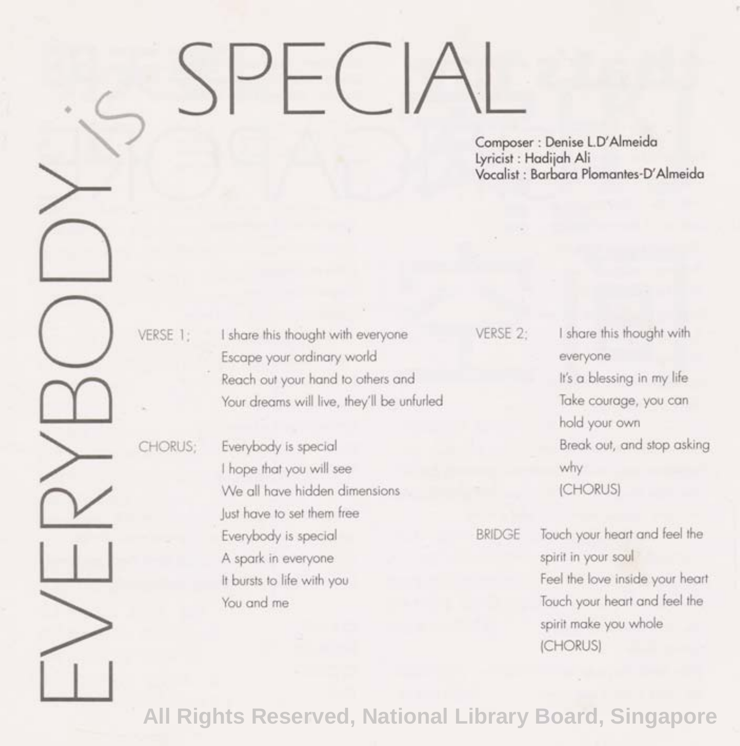# EVERYBODY is SPECIAL

Composer : Denise L.D'Almeida
Lyricist : Hadijah Ali
Vocalist : Barbara Plomantes-D'Almeida

VERSE 1:

I share this thought with everyone
Escape your ordinary world
Reach out your hand to others and
Your dreams will live, they'll be unfurled

CHORUS:

Everybody is special
I hope that you will see
We all have hidden dimensions
Just have to set them free
Everybody is special
A spark in everyone
It bursts to life with you
You and me

VERSE 2:

I share this thought with everyone
It's a blessing in my life
Take courage, you can hold your own
Break out, and stop asking why
(CHORUS)

BRIDGE

Touch your heart and feel the spirit in your soul
Feel the love inside your heart
Touch your heart and feel the spirit make you whole
(CHORUS)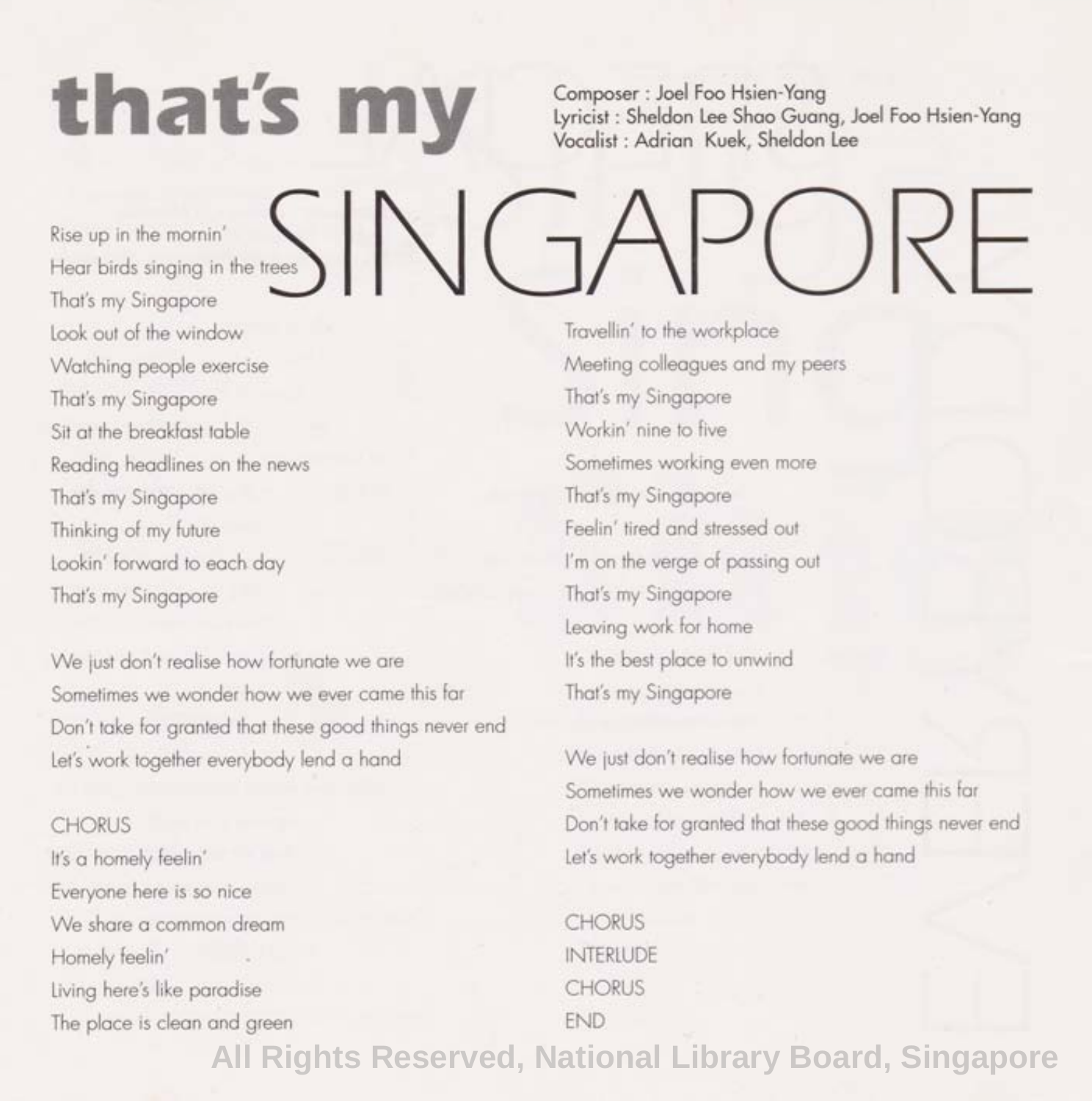# that's my SINGAPORE

Composer : Joel Foo Hsien-Yang
Lyricist : Sheldon Lee Shao Guang, Joel Foo Hsien-Yang
Vocalist : Adrian Kuek, Sheldon Lee

Rise up in the mornin'
Hear birds singing in the trees
That's my Singapore
Look out of the window
Watching people exercise
That's my Singapore
Sit at the breakfast table
Reading headlines on the news
That's my Singapore
Thinking of my future
Lookin' forward to each day
That's my Singapore

We just don't realise how fortunate we are
Sometimes we wonder how we ever came this far
Don't take for granted that these good things never end
Let's work together everybody lend a hand

CHORUS
It's a homely feelin'
Everyone here is so nice
We share a common dream
Homely feelin'
Living here's like paradise
The place is clean and green

Travellin' to the workplace
Meeting colleagues and my peers
That's my Singapore
Workin' nine to five
Sometimes working even more
That's my Singapore
Feelin' tired and stressed out
I'm on the verge of passing out
That's my Singapore
Leaving work for home
It's the best place to unwind
That's my Singapore

We just don't realise how fortunate we are
Sometimes we wonder how we ever came this far
Don't take for granted that these good things never end
Let's work together everybody lend a hand

CHORUS
INTERLUDE
CHORUS
END

All Rights Reserved, National Library Board, Singapore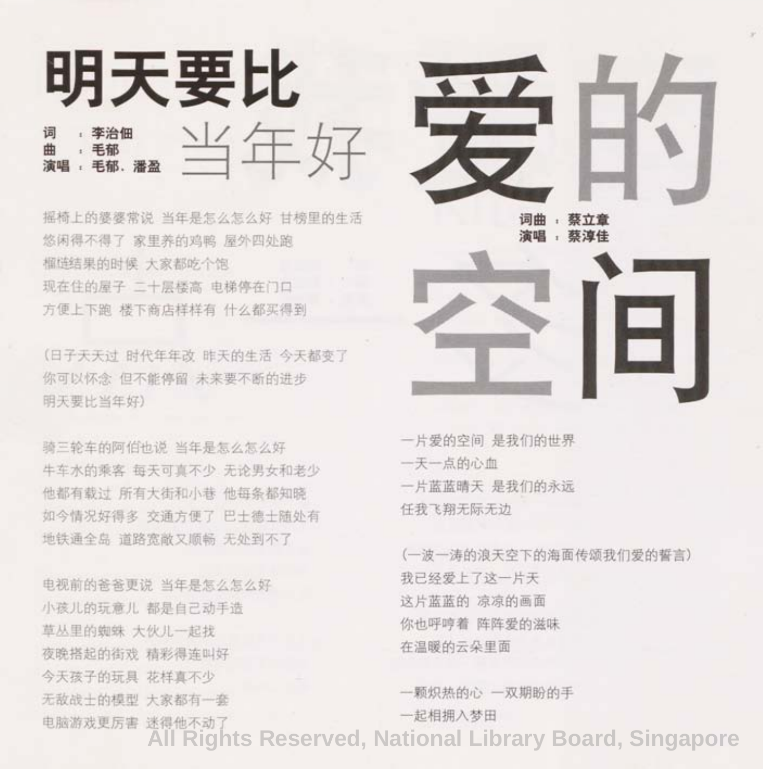# 明天要比当年好

词 ：李治佃
曲 ：毛郁
演唱 ：毛郁、潘盈

摇椅上的婆婆常说 当年是怎么怎么好 甘榜里的生活
悠闲得不得了 家里养的鸡鸭 屋外四处跑
榴梿结果的时候 大家都吃个饱
现在住的屋子 二十层楼高 电梯停在门口
方便上下跑 楼下商店样样有 什么都买得到

(日子天天过 时代年年改 昨天的生活 今天都变了
你可以怀念 但不能停留 未来要不断的进步
明天要比当年好)

骑三轮车的阿伯也说 当年是怎么怎么好
牛车水的乘客 每天可真不少 无论男女和老少
他都有载过 所有大街和小巷 他每条都知晓
如今情况好得多 交通方便了 巴士德士随处有
地铁通全岛 道路宽敞又顺畅 无处到不了

电视前的爸爸更说 当年是怎么怎么好
小孩儿的玩意儿 都是自己动手造
草丛里的蜘蛛 大伙儿一起找
夜晚搭起的街戏 精彩得连叫好
今天孩子的玩具 花样真不少
无敌战士的模型 大家都有一套
电脑游戏更厉害 迷得他不动了

# 爱的空间

词曲 ：蔡立章
演唱 ：蔡淳佳

一片爱的空间 是我们的世界
一天一点的心血
一片蓝蓝晴天 是我们的永远
任我飞翔无际无边

(一波一涛的浪天空下的海面传颂我们爱的誓言)
我已经爱上了这一片天
这片蓝蓝的 凉凉的画面
你也呼哼着 阵阵爱的滋味
在温暖的云朵里面

一颗炽热的心 一双期盼的手
一起相拥入梦田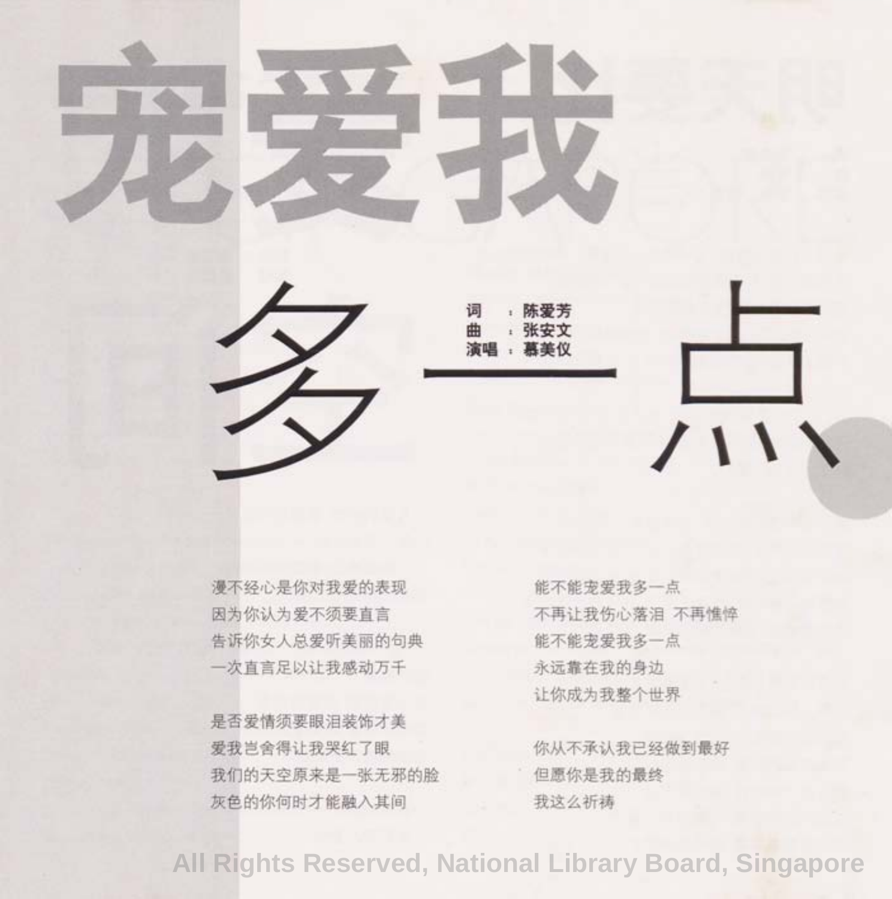# 宠爱我多一点

词：陈爱芳
曲：张安文
演唱：慕美仪

漫不经心是你对我爱的表现
因为你认为爱不须要直言
告诉你女人总爱听美丽的句典
一次直言足以让我感动万千

是否爱情须要眼泪装饰才美
爱我岂舍得让我哭红了眼
我们的天空原来是一张无邪的脸
灰色的你何时才能融入其间

能不能宠爱我多一点
不再让我伤心落泪 不再憔悴
能不能宠爱我多一点
永远靠在我的身边
让你成为我整个世界

你从不承认我已经做到最好
但愿你是我的最终
我这么祈祷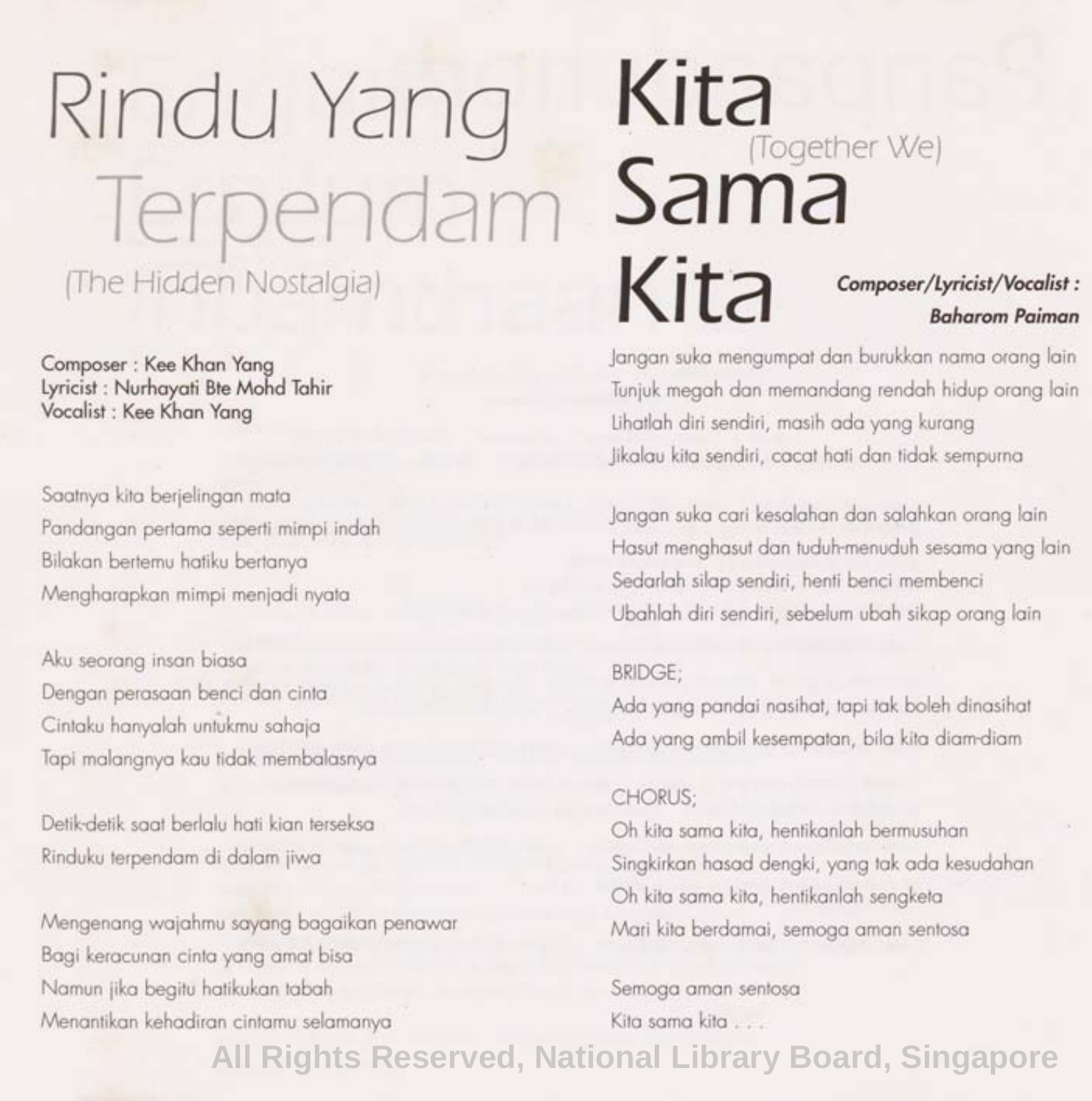# Rindu Yang Terpendam

(The Hidden Nostalgia)

Composer : Kee Khan Yang
Lyricist : Nurhayati Bte Mohd Tahir
Vocalist : Kee Khan Yang

Saatnya kita berjelingan mata
Pandangan pertama seperti mimpi indah
Bilakan bertemu hatiku bertanya
Mengharapkan mimpi menjadi nyata

Aku seorang insan biasa
Dengan perasaan benci dan cinta
Cintaku hanyalah untukmu sahaja
Tapi malangnya kau tidak membalasnya

Detik-detik saat berlalu hati kian terseksa
Rinduku terpendam di dalam jiwa

Mengenang wajahmu sayang bagaikan penawar
Bagi keracunan cinta yang amat bisa
Namun jika begitu hatikukan tabah
Menantikan kehadiran cintamu selamanya

# Kita Sama Kita

(Together We)

***Composer/Lyricist/Vocalist : Baharom Paiman***

Jangan suka mengumpat dan burukkan nama orang lain
Tunjuk megah dan memandang rendah hidup orang lain
Lihatlah diri sendiri, masih ada yang kurang
Jikalau kita sendiri, cacat hati dan tidak sempurna

Jangan suka cari kesalahan dan salahkan orang lain
Hasut menghasut dan tuduh-menuduh sesama yang lain
Sedarlah silap sendiri, henti benci membenci
Ubahlah diri sendiri, sebelum ubah sikap orang lain

BRIDGE;
Ada yang pandai nasihat, tapi tak boleh dinasihat
Ada yang ambil kesempatan, bila kita diam-diam

CHORUS;
Oh kita sama kita, hentikanlah bermusuhan
Singkirkan hasad dengki, yang tak ada kesudahan
Oh kita sama kita, hentikanlah sengketa
Mari kita berdamai, semoga aman sentosa

Semoga aman sentosa
Kita sama kita . . .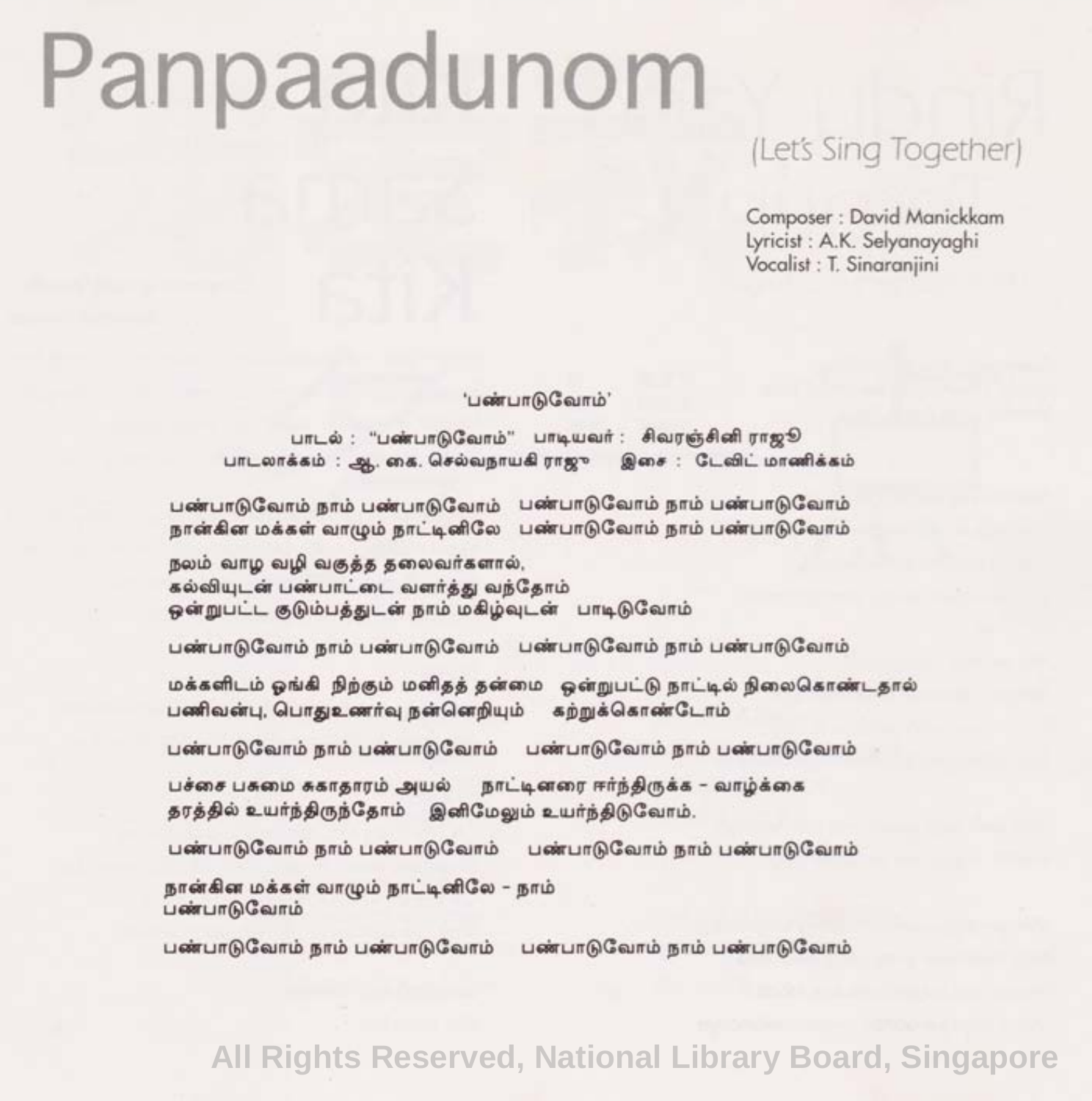# Panpaadunom

(Let's Sing Together)

Composer : David Manickkam
Lyricist : A.K. Selyanayaghi
Vocalist : T. Sinaranjini

'பண்பாடுவோம்'

பாடல் : "பண்பாடுவோம்" பாடியவர் : சிவரஞ்சினி ராஜூ
பாடலாக்கம் : ஆ. கை. செல்வநாயகி ராஜூ இசை : டேவிட் மாணிக்கம்

பண்பாடுவோம் நாம் பண்பாடுவோம் பண்பாடுவோம் நாம் பண்பாடுவோம்
நான்கின மக்கள் வாழும் நாட்டினிலே பண்பாடுவோம் நாம் பண்பாடுவோம்

நலம் வாழ வழி வகுத்த தலைவர்களால்,
கல்வியுடன் பண்பாட்டை வளர்த்து வந்தோம்
ஒன்றுபட்ட குடும்பத்துடன் நாம் மகிழ்வுடன் பாடிடுவோம்

பண்பாடுவோம் நாம் பண்பாடுவோம் பண்பாடுவோம் நாம் பண்பாடுவோம்

மக்களிடம் ஓங்கி நிற்கும் மனிதத் தன்மை ஒன்றுபட்டு நாட்டில் நிலைகொண்டதால்
பணிவன்பு, பொதுஉணர்வு நன்னெறியும் கற்றுக்கொண்டோம்

பண்பாடுவோம் நாம் பண்பாடுவோம் பண்பாடுவோம் நாம் பண்பாடுவோம்

பச்சை பசுமை சுகாதாரம் அயல் நாட்டினரை ஈர்ந்திருக்க - வாழ்க்கை
தரத்தில் உயர்ந்திருந்தோம் இனிமேலும் உயர்ந்திடுவோம்.

பண்பாடுவோம் நாம் பண்பாடுவோம் பண்பாடுவோம் நாம் பண்பாடுவோம்

நான்கின மக்கள் வாழும் நாட்டினிலே - நாம்
பண்பாடுவோம்

பண்பாடுவோம் நாம் பண்பாடுவோம் பண்பாடுவோம் நாம் பண்பாடுவோம்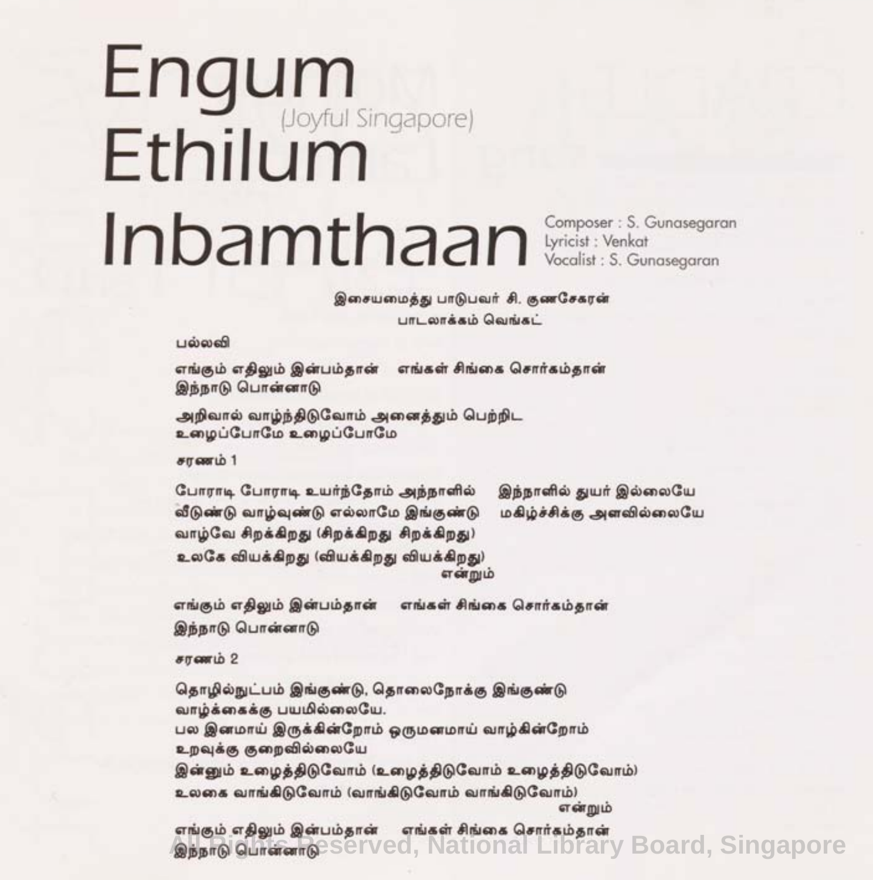# Engum Ethilum Inbamthaan

(Joyful Singapore)

Composer : S. Gunasegaran
Lyricist : Venkat
Vocalist : S. Gunasegaran

இசையமைத்து பாடுபவர் சி. குணசேகரன்
பாடலாக்கம் வெங்கட்

பல்லவி

எங்கும் எதிலும் இன்பம்தான் எங்கள் சிங்கை சொர்கம்தான்
இந்நாடு பொன்னாடு

அறிவால் வாழ்ந்திடுவோம் அனைத்தும் பெற்றிட
உழைப்போமே உழைப்போமே

சரணம் 1

போராடி போராடி உயர்ந்தோம் அந்நாளில் இந்நாளில் துயர் இல்லையே
வீடுண்டு வாழ்வுண்டு எல்லாமே இங்குண்டு மகிழ்ச்சிக்கு அளவில்லையே
வாழ்வே சிறக்கிறது (சிறக்கிறது சிறக்கிறது)
உலகே வியக்கிறது (வியக்கிறது வியக்கிறது)
என்றும்

எங்கும் எதிலும் இன்பம்தான் எங்கள் சிங்கை சொர்கம்தான்
இந்நாடு பொன்னாடு

சரணம் 2

தொழில்நுட்பம் இங்குண்டு, தொலைநோக்கு இங்குண்டு
வாழ்க்கைக்கு பயமில்லையே.
பல இனமாய் இருக்கின்றோம் ஒருமனமாய் வாழ்கின்றோம்
உறவுக்கு குறைவில்லையே
இன்னும் உழைத்திடுவோம் (உழைத்திடுவோம் உழைத்திடுவோம்)
உலகை வாங்கிடுவோம் (வாங்கிடுவோம் வாங்கிடுவோம்)
என்றும்

எங்கும் எதிலும் இன்பம்தான் எங்கள் சிங்கை சொர்கம்தான்
இந்நாடு பொன்னாடு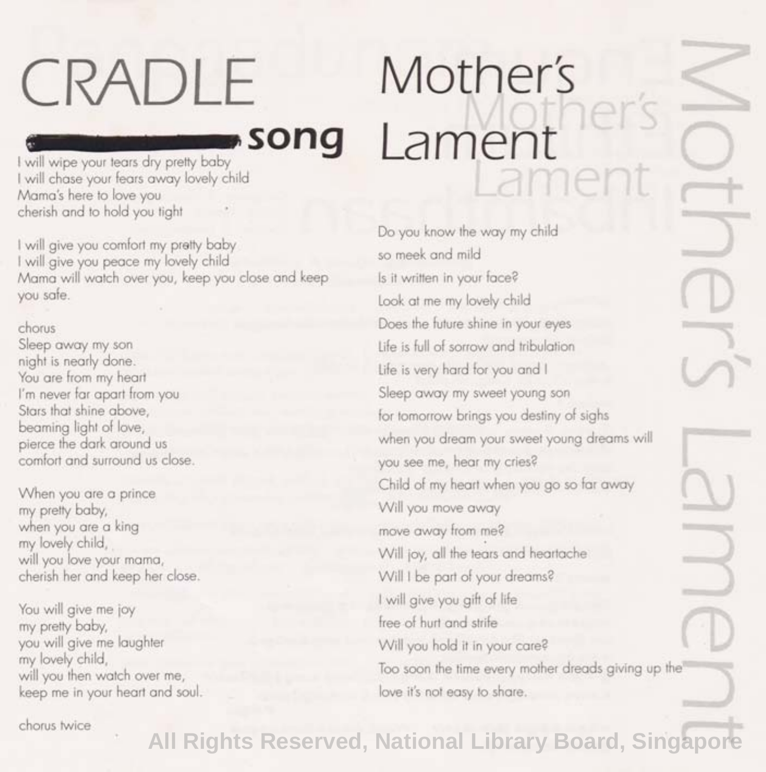# CRADLE song

I will wipe your tears dry pretty baby
I will chase your fears away lovely child
Mama's here to love you
cherish and to hold you tight

I will give you comfort my pretty baby
I will give you peace my lovely child
Mama will watch over you, keep you close and keep you safe.

chorus
Sleep away my son
night is nearly done.
You are from my heart
I'm never far apart from you
Stars that shine above,
beaming light of love,
pierce the dark around us
comfort and surround us close.

When you are a prince
my pretty baby,
when you are a king
my lovely child,
will you love your mama,
cherish her and keep her close.

You will give me joy
my pretty baby,
you will give me laughter
my lovely child,
will you then watch over me,
keep me in your heart and soul.

chorus twice

# Mother's Lament

Do you know the way my child
so meek and mild
Is it written in your face?
Look at me my lovely child
Does the future shine in your eyes
Life is full of sorrow and tribulation
Life is very hard for you and I
Sleep away my sweet young son
for tomorrow brings you destiny of sighs
when you dream your sweet young dreams will
you see me, hear my cries?
Child of my heart when you go so far away
Will you move away
move away from me?
Will joy, all the tears and heartache
Will I be part of your dreams?
I will give you gift of life
free of hurt and strife
Will you hold it in your care?
Too soon the time every mother dreads giving up the
love it's not easy to share.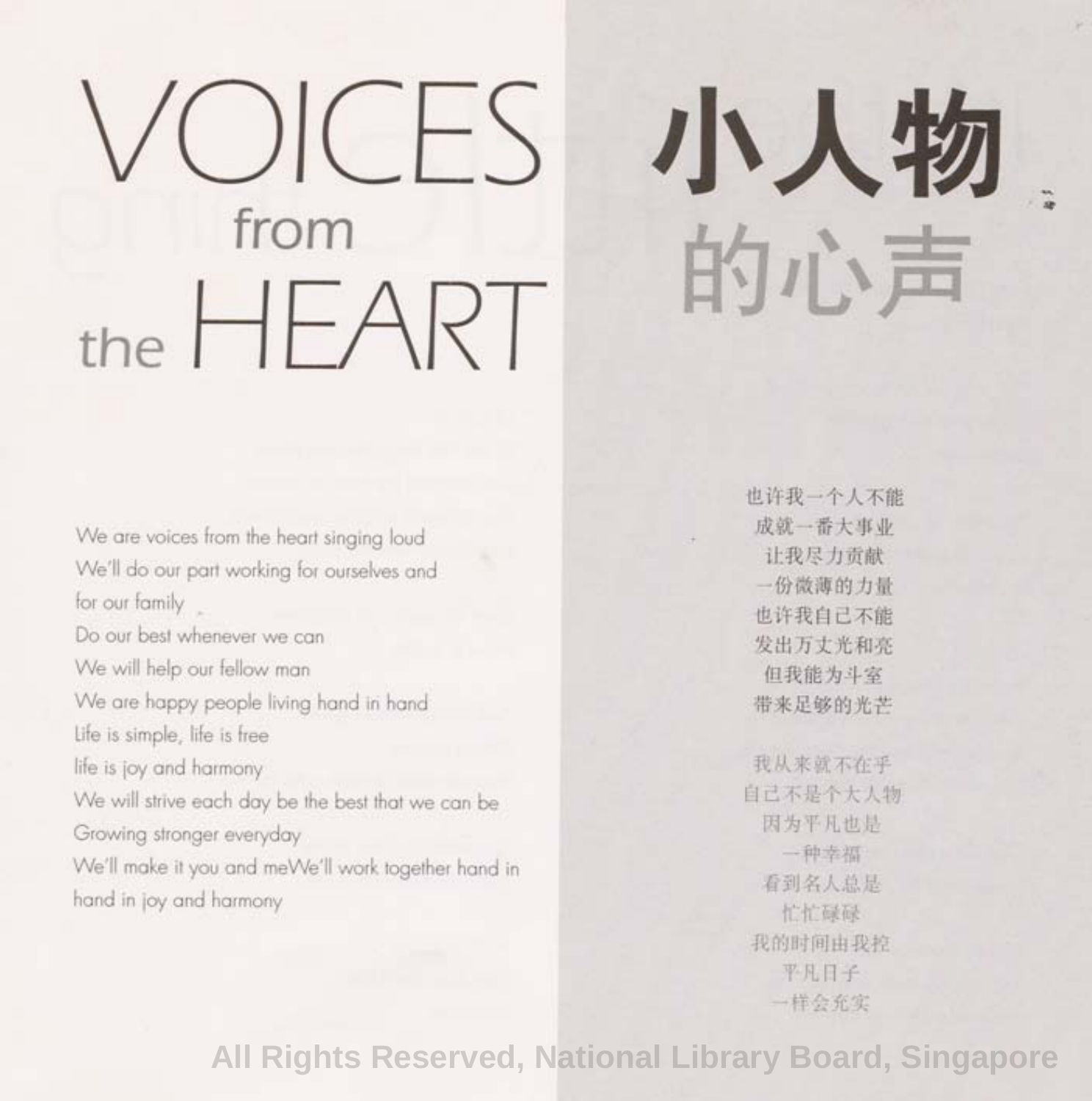# VOICES from the HEART

We are voices from the heart singing loud
We'll do our part working for ourselves and
for our family
Do our best whenever we can
We will help our fellow man
We are happy people living hand in hand
Life is simple, life is free
life is joy and harmony
We will strive each day be the best that we can be
Growing stronger everyday
We'll make it you and meWe'll work together hand in
hand in joy and harmony

# 小人物的心声

也许我一个人不能
成就一番大事业
让我尽力贡献
一份微薄的力量
也许我自己不能
发出万丈光和亮
但我能为斗室
带来足够的光芒

我从来就不在乎
自己不是个大人物
因为平凡也是
一种幸福
看到名人总是
忙忙碌碌
我的时间由我控
平凡日子
一样会充实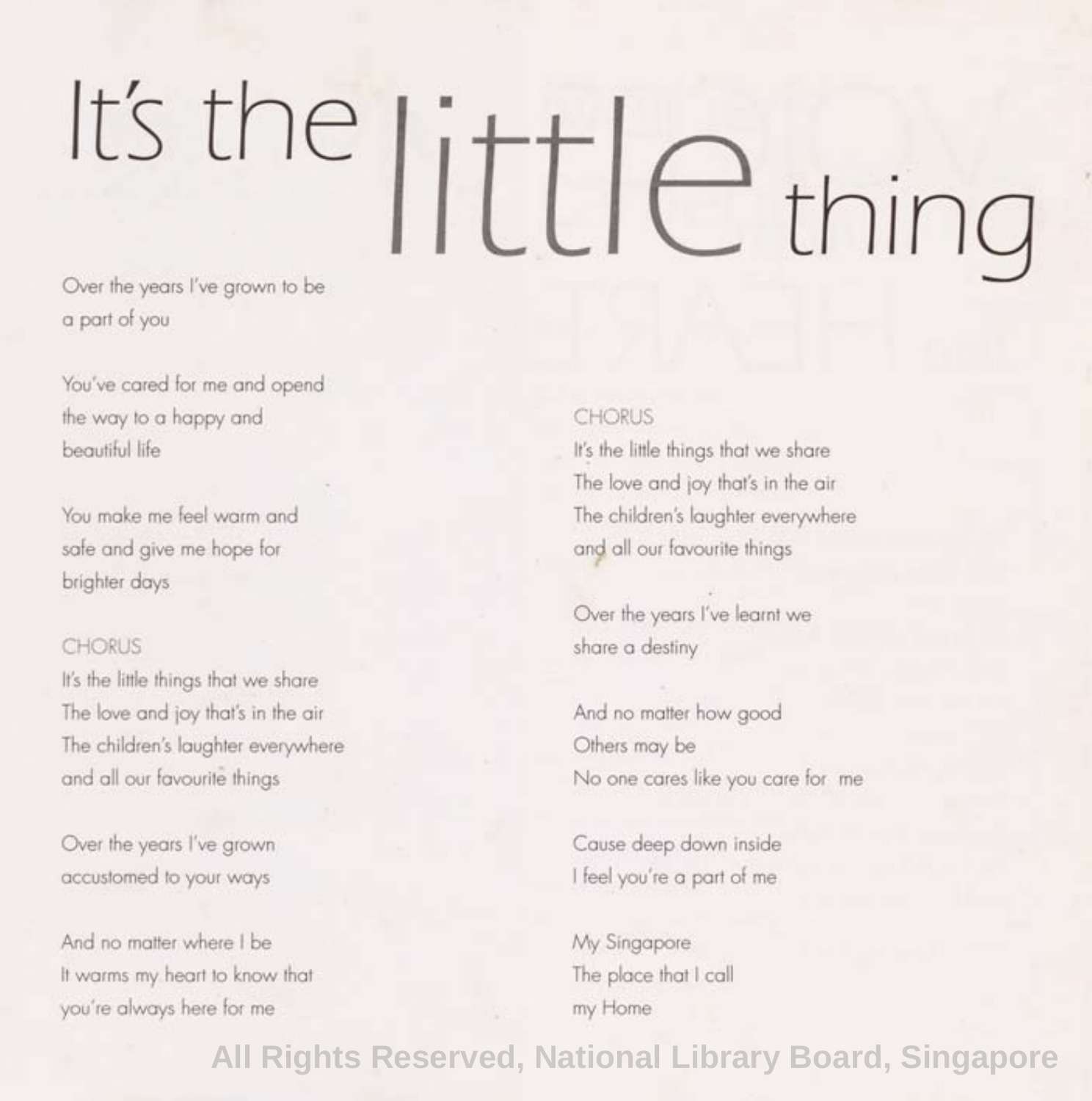# It's the little thing

Over the years I've grown to be
a part of you

You've cared for me and opend
the way to a happy and
beautiful life

You make me feel warm and
safe and give me hope for
brighter days

CHORUS
It's the little things that we share
The love and joy that's in the air
The children's laughter everywhere
and all our favourite things

Over the years I've grown
accustomed to your ways

And no matter where I be
It warms my heart to know that
you're always here for me

CHORUS
It's the little things that we share
The love and joy that's in the air
The children's laughter everywhere
and all our favourite things

Over the years I've learnt we
share a destiny

And no matter how good
Others may be
No one cares like you care for me

Cause deep down inside
I feel you're a part of me

My Singapore
The place that I call
my Home

All Rights Reserved, National Library Board, Singapore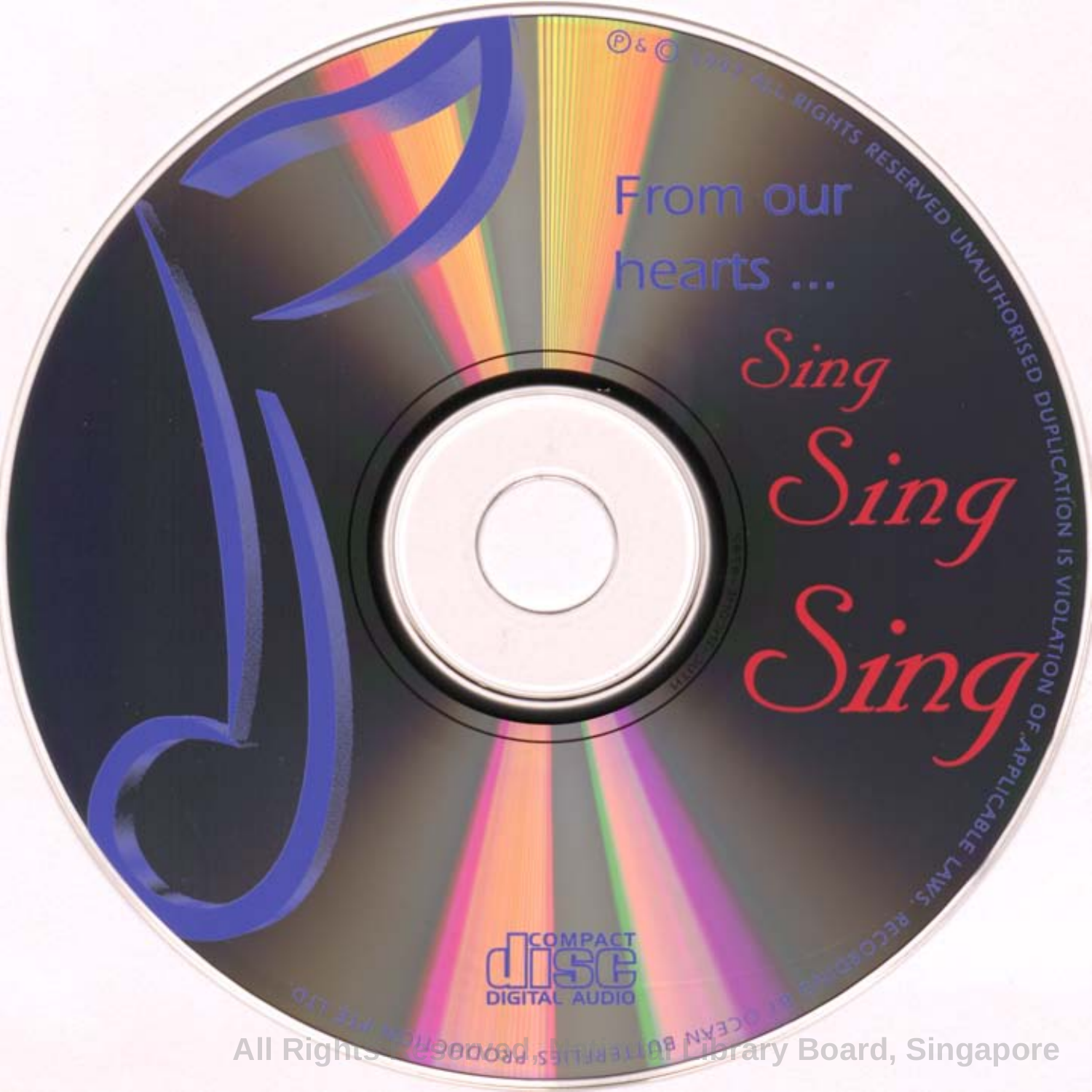℗ & © 1993 ALL RIGHTS RESERVED UNAUTHORISED DUPLICATION IS VIOLATION OF APPLICABLE LAWS. RECORDING BY OCEAN BUTTERFLIES' PRODUCTION PTE LTD

From our hearts ...

*Sing*

*Sing*

*Sing*

COMPACT disc DIGITAL AUDIO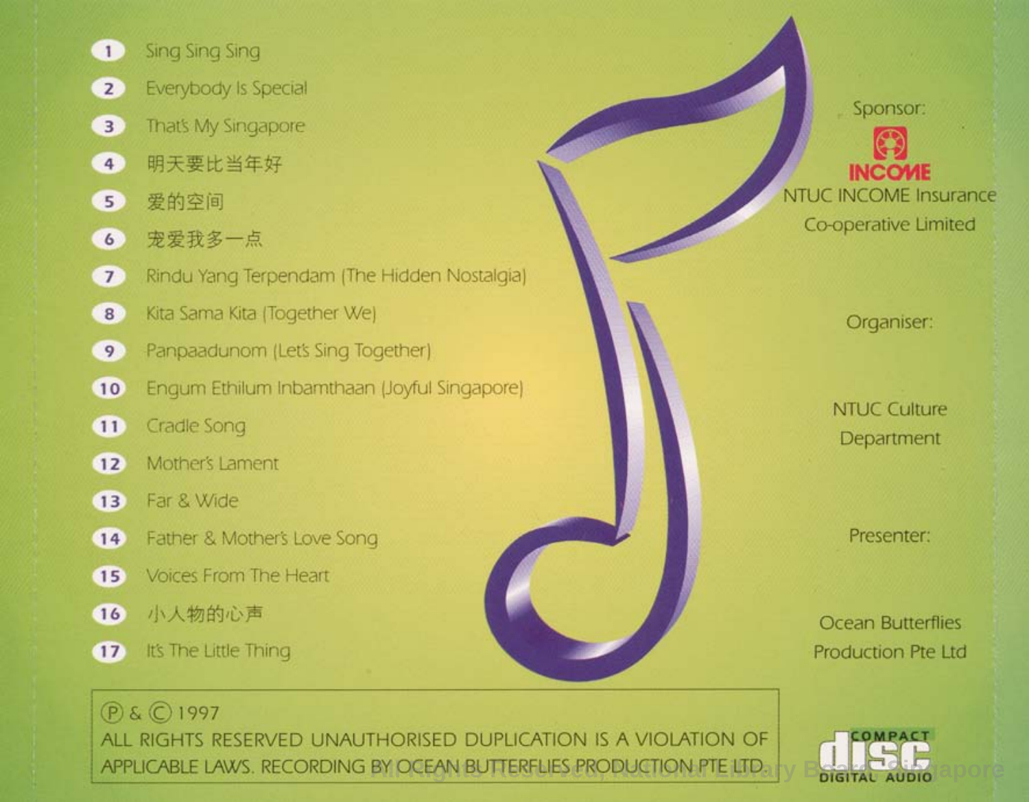1. Sing Sing Sing
2. Everybody Is Special
3. That's My Singapore
4. 明天要比当年好
5. 爱的空间
6. 宠爱我多一点
7. Rindu Yang Terpendam (The Hidden Nostalgia)
8. Kita Sama Kita (Together We)
9. Panpaadunom (Let's Sing Together)
10. Engum Ethilum Inbamthaan (Joyful Singapore)
11. Cradle Song
12. Mother's Lament
13. Far & Wide
14. Father & Mother's Love Song
15. Voices From The Heart
16. 小人物的心声
17. It's The Little Thing

Sponsor:

INCOME

NTUC INCOME Insurance Co-operative Limited

Organiser:

NTUC Culture Department

Presenter:

Ocean Butterflies Production Pte Ltd

℗ & © 1997

ALL RIGHTS RESERVED UNAUTHORISED DUPLICATION IS A VIOLATION OF APPLICABLE LAWS. RECORDING BY OCEAN BUTTERFLIES PRODUCTION PTE LTD.

COMPACT disc DIGITAL AUDIO